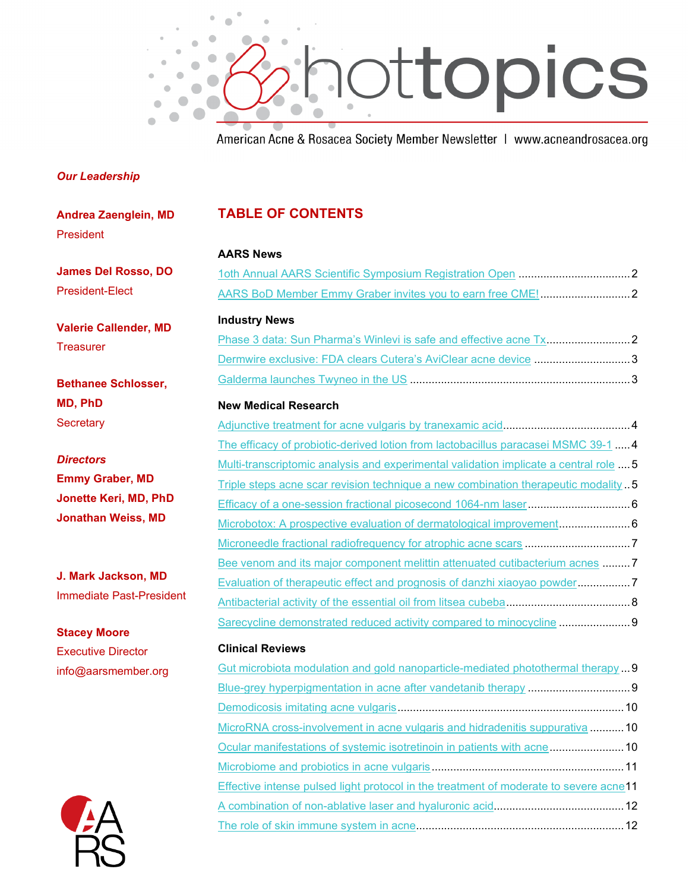# hottopics

American Acne & Rosacea Society Member Newsletter | www.acneandrosacea.org

***Our Leadership***

**Andrea Zaenglein, MD**
President

**James Del Rosso, DO**
President-Elect

**Valerie Callender, MD**
Treasurer

**Bethanee Schlosser, MD, PhD**
Secretary

***Directors***
**Emmy Graber, MD**
**Jonette Keri, MD, PhD**
**Jonathan Weiss, MD**

**J. Mark Jackson, MD**
Immediate Past-President

**Stacey Moore**
Executive Director
info@aarsmember.org

## TABLE OF CONTENTS

### AARS News

- 1oth Annual AARS Scientific Symposium Registration Open .................................... 2
- AARS BoD Member Emmy Graber invites you to earn free CME! ............................. 2

### Industry News

- Phase 3 data: Sun Pharma's Winlevi is safe and effective acne Tx........................... 2
- Dermwire exclusive: FDA clears Cutera's AviClear acne device ............................... 3
- Galderma launches Twyneo in the US ....................................................................... 3

### New Medical Research

- Adjunctive treatment for acne vulgaris by tranexamic acid......................................... 4
- The efficacy of probiotic-derived lotion from lactobacillus paracasei MSMC 39-1 ..... 4
- Multi-transcriptomic analysis and experimental validation implicate a central role .... 5
- Triple steps acne scar revision technique a new combination therapeutic modality .. 5
- Efficacy of a one-session fractional picosecond 1064-nm laser................................. 6
- Microbotox: A prospective evaluation of dermatological improvement....................... 6
- Microneedle fractional radiofrequency for atrophic acne scars .................................. 7
- Bee venom and its major component melittin attenuated cutibacterium acnes ......... 7
- Evaluation of therapeutic effect and prognosis of danzhi xiaoyao powder................. 7
- Antibacterial activity of the essential oil from litsea cubeba........................................ 8
- Sarecycline demonstrated reduced activity compared to minocycline ....................... 9

### Clinical Reviews

- Gut microbiota modulation and gold nanoparticle-mediated photothermal therapy ... 9
- Blue-grey hyperpigmentation in acne after vandetanib therapy ................................. 9
- Demodicosis imitating acne vulgaris........................................................................ 10
- MicroRNA cross-involvement in acne vulgaris and hidradenitis suppurativa ........... 10
- Ocular manifestations of systemic isotretinoin in patients with acne........................ 10
- Microbiome and probiotics in acne vulgaris ............................................................. 11
- Effective intense pulsed light protocol in the treatment of moderate to severe acne 11
- A combination of non-ablative laser and hyaluronic acid.......................................... 12
- The role of skin immune system in acne.................................................................. 12

AARS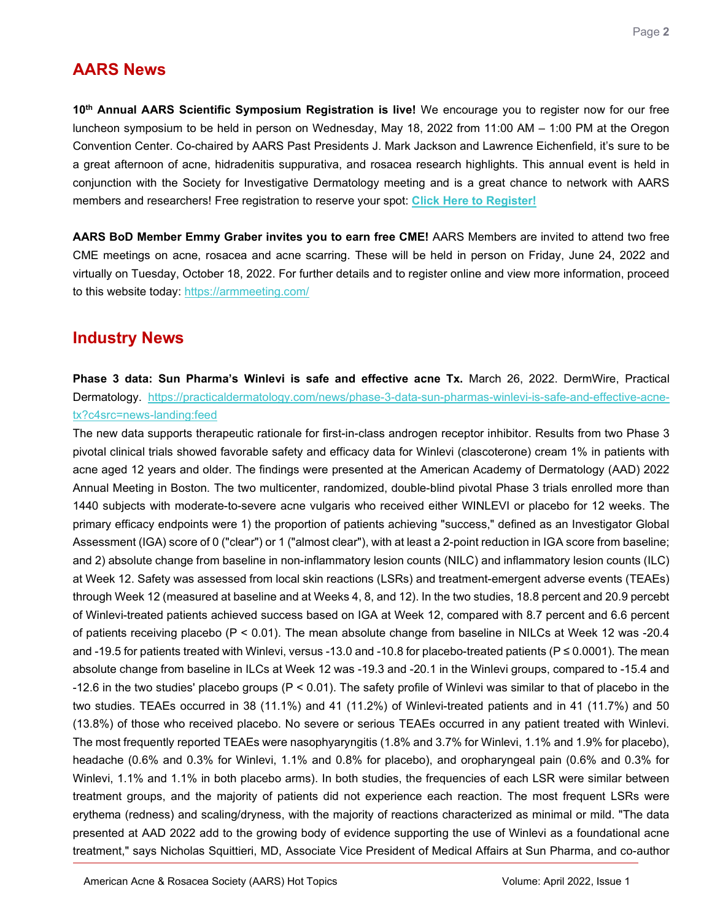## AARS News

**10th Annual AARS Scientific Symposium Registration is live!** We encourage you to register now for our free luncheon symposium to be held in person on Wednesday, May 18, 2022 from 11:00 AM – 1:00 PM at the Oregon Convention Center. Co-chaired by AARS Past Presidents J. Mark Jackson and Lawrence Eichenfield, it's sure to be a great afternoon of acne, hidradenitis suppurativa, and rosacea research highlights. This annual event is held in conjunction with the Society for Investigative Dermatology meeting and is a great chance to network with AARS members and researchers! Free registration to reserve your spot: **Click Here to Register!**

**AARS BoD Member Emmy Graber invites you to earn free CME!** AARS Members are invited to attend two free CME meetings on acne, rosacea and acne scarring. These will be held in person on Friday, June 24, 2022 and virtually on Tuesday, October 18, 2022. For further details and to register online and view more information, proceed to this website today: https://armmeeting.com/

## Industry News

**Phase 3 data: Sun Pharma's Winlevi is safe and effective acne Tx.** March 26, 2022. DermWire, Practical Dermatology. https://practicaldermatology.com/news/phase-3-data-sun-pharmas-winlevi-is-safe-and-effective-acne-tx?c4src=news-landing:feed

The new data supports therapeutic rationale for first-in-class androgen receptor inhibitor. Results from two Phase 3 pivotal clinical trials showed favorable safety and efficacy data for Winlevi (clascoterone) cream 1% in patients with acne aged 12 years and older. The findings were presented at the American Academy of Dermatology (AAD) 2022 Annual Meeting in Boston. The two multicenter, randomized, double-blind pivotal Phase 3 trials enrolled more than 1440 subjects with moderate-to-severe acne vulgaris who received either WINLEVI or placebo for 12 weeks. The primary efficacy endpoints were 1) the proportion of patients achieving "success," defined as an Investigator Global Assessment (IGA) score of 0 ("clear") or 1 ("almost clear"), with at least a 2-point reduction in IGA score from baseline; and 2) absolute change from baseline in non-inflammatory lesion counts (NILC) and inflammatory lesion counts (ILC) at Week 12. Safety was assessed from local skin reactions (LSRs) and treatment-emergent adverse events (TEAEs) through Week 12 (measured at baseline and at Weeks 4, 8, and 12). In the two studies, 18.8 percent and 20.9 percebt of Winlevi-treated patients achieved success based on IGA at Week 12, compared with 8.7 percent and 6.6 percent of patients receiving placebo ($P < 0.01$). The mean absolute change from baseline in NILCs at Week 12 was -20.4 and -19.5 for patients treated with Winlevi, versus -13.0 and -10.8 for placebo-treated patients ($P \leq 0.0001$). The mean absolute change from baseline in ILCs at Week 12 was -19.3 and -20.1 in the Winlevi groups, compared to -15.4 and -12.6 in the two studies' placebo groups ($P < 0.01$). The safety profile of Winlevi was similar to that of placebo in the two studies. TEAEs occurred in 38 (11.1%) and 41 (11.2%) of Winlevi-treated patients and in 41 (11.7%) and 50 (13.8%) of those who received placebo. No severe or serious TEAEs occurred in any patient treated with Winlevi. The most frequently reported TEAEs were nasophyaryngitis (1.8% and 3.7% for Winlevi, 1.1% and 1.9% for placebo), headache (0.6% and 0.3% for Winlevi, 1.1% and 0.8% for placebo), and oropharyngeal pain (0.6% and 0.3% for Winlevi, 1.1% and 1.1% in both placebo arms). In both studies, the frequencies of each LSR were similar between treatment groups, and the majority of patients did not experience each reaction. The most frequent LSRs were erythema (redness) and scaling/dryness, with the majority of reactions characterized as minimal or mild. "The data presented at AAD 2022 add to the growing body of evidence supporting the use of Winlevi as a foundational acne treatment," says Nicholas Squittieri, MD, Associate Vice President of Medical Affairs at Sun Pharma, and co-author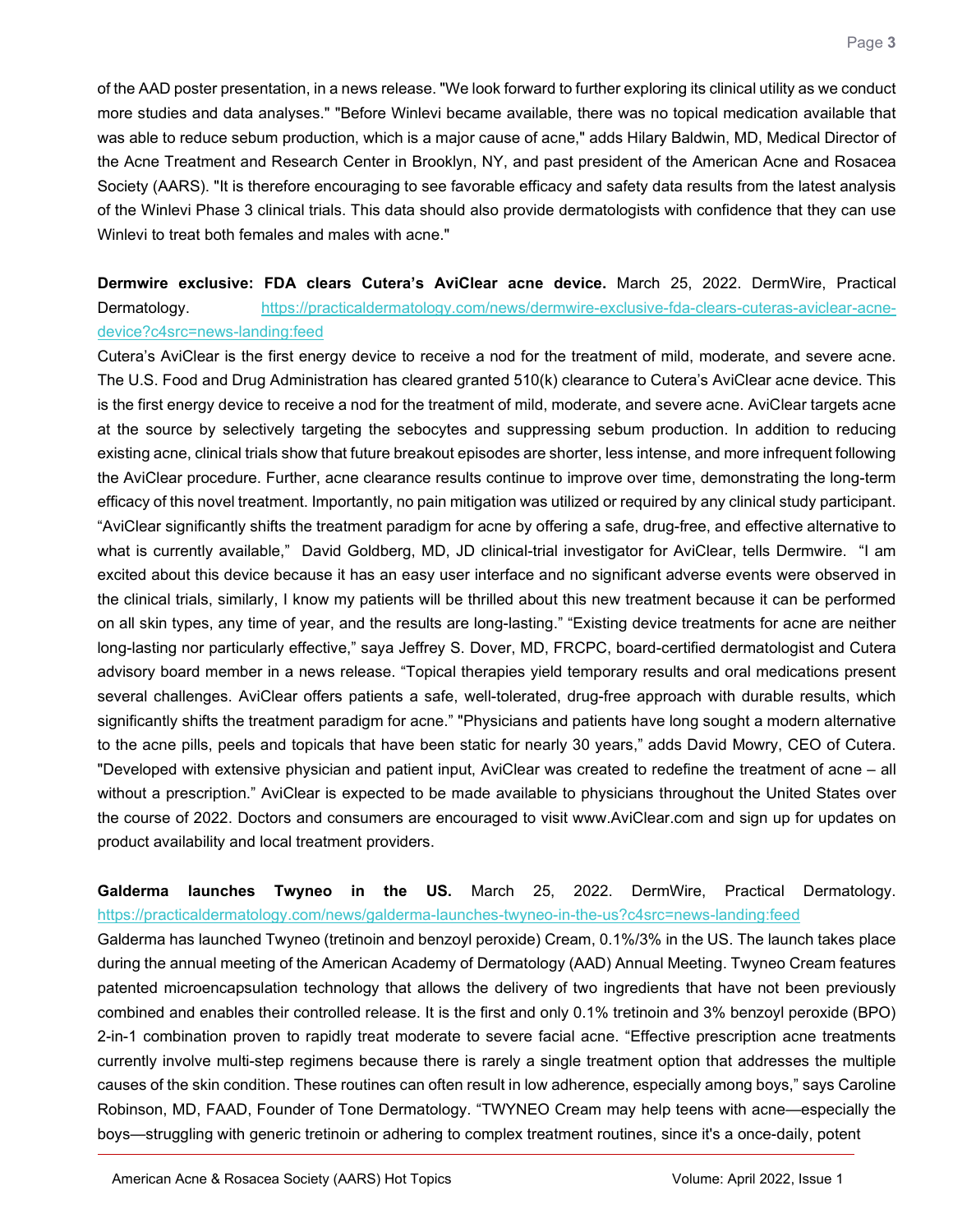of the AAD poster presentation, in a news release. "We look forward to further exploring its clinical utility as we conduct more studies and data analyses." "Before Winlevi became available, there was no topical medication available that was able to reduce sebum production, which is a major cause of acne," adds Hilary Baldwin, MD, Medical Director of the Acne Treatment and Research Center in Brooklyn, NY, and past president of the American Acne and Rosacea Society (AARS). "It is therefore encouraging to see favorable efficacy and safety data results from the latest analysis of the Winlevi Phase 3 clinical trials. This data should also provide dermatologists with confidence that they can use Winlevi to treat both females and males with acne."

**Dermwire exclusive: FDA clears Cutera's AviClear acne device.** March 25, 2022. DermWire, Practical Dermatology. https://practicaldermatology.com/news/dermwire-exclusive-fda-clears-cuteras-aviclear-acne-device?c4src=news-landing:feed

Cutera's AviClear is the first energy device to receive a nod for the treatment of mild, moderate, and severe acne. The U.S. Food and Drug Administration has cleared granted 510(k) clearance to Cutera's AviClear acne device. This is the first energy device to receive a nod for the treatment of mild, moderate, and severe acne. AviClear targets acne at the source by selectively targeting the sebocytes and suppressing sebum production. In addition to reducing existing acne, clinical trials show that future breakout episodes are shorter, less intense, and more infrequent following the AviClear procedure. Further, acne clearance results continue to improve over time, demonstrating the long-term efficacy of this novel treatment. Importantly, no pain mitigation was utilized or required by any clinical study participant. "AviClear significantly shifts the treatment paradigm for acne by offering a safe, drug-free, and effective alternative to what is currently available," David Goldberg, MD, JD clinical-trial investigator for AviClear, tells Dermwire. "I am excited about this device because it has an easy user interface and no significant adverse events were observed in the clinical trials, similarly, I know my patients will be thrilled about this new treatment because it can be performed on all skin types, any time of year, and the results are long-lasting." "Existing device treatments for acne are neither long-lasting nor particularly effective," saya Jeffrey S. Dover, MD, FRCPC, board-certified dermatologist and Cutera advisory board member in a news release. "Topical therapies yield temporary results and oral medications present several challenges. AviClear offers patients a safe, well-tolerated, drug-free approach with durable results, which significantly shifts the treatment paradigm for acne." "Physicians and patients have long sought a modern alternative to the acne pills, peels and topicals that have been static for nearly 30 years," adds David Mowry, CEO of Cutera. "Developed with extensive physician and patient input, AviClear was created to redefine the treatment of acne – all without a prescription." AviClear is expected to be made available to physicians throughout the United States over the course of 2022. Doctors and consumers are encouraged to visit www.AviClear.com and sign up for updates on product availability and local treatment providers.

**Galderma launches Twyneo in the US.** March 25, 2022. DermWire, Practical Dermatology. https://practicaldermatology.com/news/galderma-launches-twyneo-in-the-us?c4src=news-landing:feed

Galderma has launched Twyneo (tretinoin and benzoyl peroxide) Cream, 0.1%/3% in the US. The launch takes place during the annual meeting of the American Academy of Dermatology (AAD) Annual Meeting. Twyneo Cream features patented microencapsulation technology that allows the delivery of two ingredients that have not been previously combined and enables their controlled release. It is the first and only 0.1% tretinoin and 3% benzoyl peroxide (BPO) 2-in-1 combination proven to rapidly treat moderate to severe facial acne. "Effective prescription acne treatments currently involve multi-step regimens because there is rarely a single treatment option that addresses the multiple causes of the skin condition. These routines can often result in low adherence, especially among boys," says Caroline Robinson, MD, FAAD, Founder of Tone Dermatology. "TWYNEO Cream may help teens with acne—especially the boys—struggling with generic tretinoin or adhering to complex treatment routines, since it's a once-daily, potent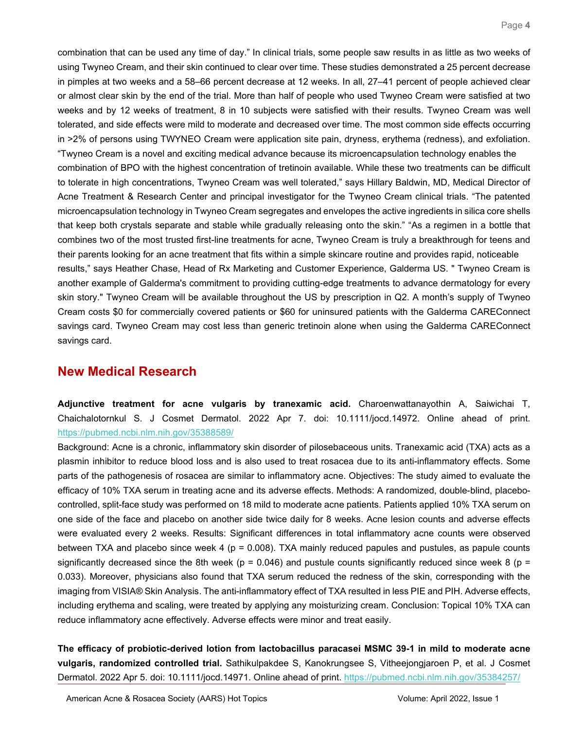combination that can be used any time of day." In clinical trials, some people saw results in as little as two weeks of using Twyneo Cream, and their skin continued to clear over time. These studies demonstrated a 25 percent decrease in pimples at two weeks and a 58–66 percent decrease at 12 weeks. In all, 27–41 percent of people achieved clear or almost clear skin by the end of the trial. More than half of people who used Twyneo Cream were satisfied at two weeks and by 12 weeks of treatment, 8 in 10 subjects were satisfied with their results. Twyneo Cream was well tolerated, and side effects were mild to moderate and decreased over time. The most common side effects occurring in >2% of persons using TWYNEO Cream were application site pain, dryness, erythema (redness), and exfoliation. "Twyneo Cream is a novel and exciting medical advance because its microencapsulation technology enables the combination of BPO with the highest concentration of tretinoin available. While these two treatments can be difficult to tolerate in high concentrations, Twyneo Cream was well tolerated," says Hillary Baldwin, MD, Medical Director of Acne Treatment & Research Center and principal investigator for the Twyneo Cream clinical trials. "The patented microencapsulation technology in Twyneo Cream segregates and envelopes the active ingredients in silica core shells that keep both crystals separate and stable while gradually releasing onto the skin." "As a regimen in a bottle that combines two of the most trusted first-line treatments for acne, Twyneo Cream is truly a breakthrough for teens and their parents looking for an acne treatment that fits within a simple skincare routine and provides rapid, noticeable results," says Heather Chase, Head of Rx Marketing and Customer Experience, Galderma US. " Twyneo Cream is another example of Galderma's commitment to providing cutting-edge treatments to advance dermatology for every skin story." Twyneo Cream will be available throughout the US by prescription in Q2. A month's supply of Twyneo Cream costs $0 for commercially covered patients or $60 for uninsured patients with the Galderma CAREConnect savings card. Twyneo Cream may cost less than generic tretinoin alone when using the Galderma CAREConnect savings card.

## New Medical Research

**Adjunctive treatment for acne vulgaris by tranexamic acid.** Charoenwattanayothin A, Saiwichai T, Chaichalotornkul S. J Cosmet Dermatol. 2022 Apr 7. doi: 10.1111/jocd.14972. Online ahead of print. https://pubmed.ncbi.nlm.nih.gov/35388589/

Background: Acne is a chronic, inflammatory skin disorder of pilosebaceous units. Tranexamic acid (TXA) acts as a plasmin inhibitor to reduce blood loss and is also used to treat rosacea due to its anti-inflammatory effects. Some parts of the pathogenesis of rosacea are similar to inflammatory acne. Objectives: The study aimed to evaluate the efficacy of 10% TXA serum in treating acne and its adverse effects. Methods: A randomized, double-blind, placebo-controlled, split-face study was performed on 18 mild to moderate acne patients. Patients applied 10% TXA serum on one side of the face and placebo on another side twice daily for 8 weeks. Acne lesion counts and adverse effects were evaluated every 2 weeks. Results: Significant differences in total inflammatory acne counts were observed between TXA and placebo since week 4 ($p = 0.008$). TXA mainly reduced papules and pustules, as papule counts significantly decreased since the 8th week ($p = 0.046$) and pustule counts significantly reduced since week 8 ($p = 0.033$). Moreover, physicians also found that TXA serum reduced the redness of the skin, corresponding with the imaging from VISIA® Skin Analysis. The anti-inflammatory effect of TXA resulted in less PIE and PIH. Adverse effects, including erythema and scaling, were treated by applying any moisturizing cream. Conclusion: Topical 10% TXA can reduce inflammatory acne effectively. Adverse effects were minor and treat easily.

**The efficacy of probiotic-derived lotion from lactobacillus paracasei MSMC 39-1 in mild to moderate acne vulgaris, randomized controlled trial.** Sathikulpakdee S, Kanokrungsee S, Vitheejongjaroen P, et al. J Cosmet Dermatol. 2022 Apr 5. doi: 10.1111/jocd.14971. Online ahead of print. https://pubmed.ncbi.nlm.nih.gov/35384257/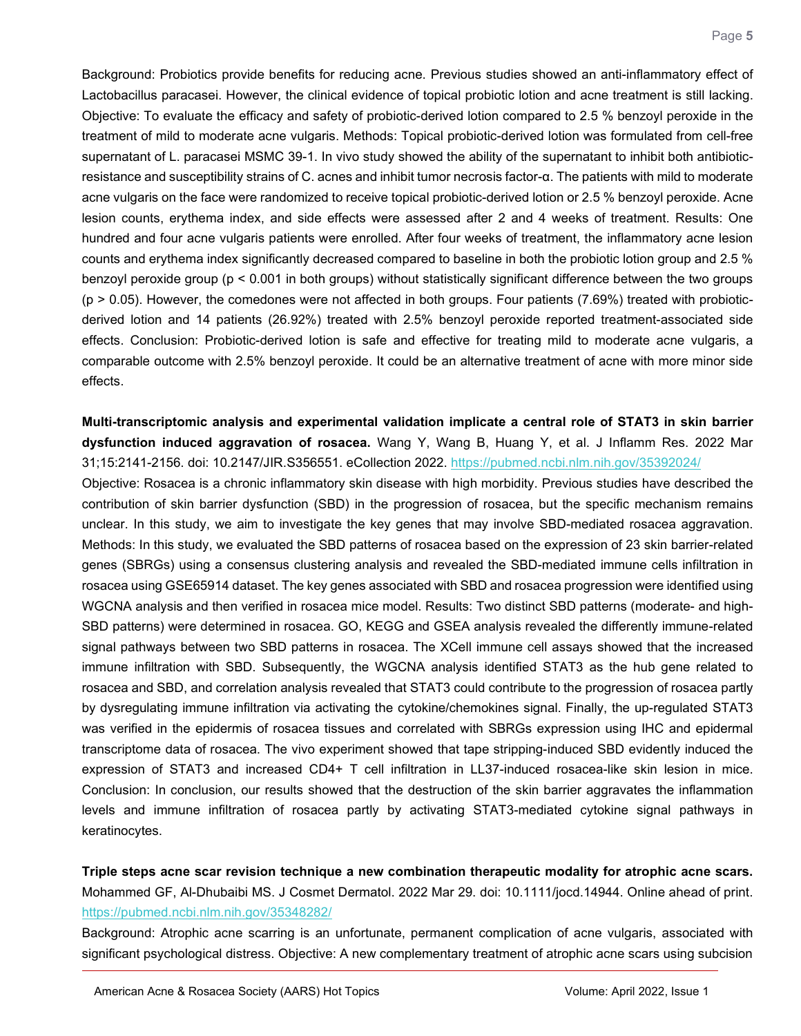Background: Probiotics provide benefits for reducing acne. Previous studies showed an anti-inflammatory effect of Lactobacillus paracasei. However, the clinical evidence of topical probiotic lotion and acne treatment is still lacking. Objective: To evaluate the efficacy and safety of probiotic-derived lotion compared to 2.5 % benzoyl peroxide in the treatment of mild to moderate acne vulgaris. Methods: Topical probiotic-derived lotion was formulated from cell-free supernatant of L. paracasei MSMC 39-1. In vivo study showed the ability of the supernatant to inhibit both antibiotic-resistance and susceptibility strains of C. acnes and inhibit tumor necrosis factor-α. The patients with mild to moderate acne vulgaris on the face were randomized to receive topical probiotic-derived lotion or 2.5 % benzoyl peroxide. Acne lesion counts, erythema index, and side effects were assessed after 2 and 4 weeks of treatment. Results: One hundred and four acne vulgaris patients were enrolled. After four weeks of treatment, the inflammatory acne lesion counts and erythema index significantly decreased compared to baseline in both the probiotic lotion group and 2.5 % benzoyl peroxide group ($p < 0.001$ in both groups) without statistically significant difference between the two groups ($p > 0.05$). However, the comedones were not affected in both groups. Four patients (7.69%) treated with probiotic-derived lotion and 14 patients (26.92%) treated with 2.5% benzoyl peroxide reported treatment-associated side effects. Conclusion: Probiotic-derived lotion is safe and effective for treating mild to moderate acne vulgaris, a comparable outcome with 2.5% benzoyl peroxide. It could be an alternative treatment of acne with more minor side effects.

**Multi-transcriptomic analysis and experimental validation implicate a central role of STAT3 in skin barrier dysfunction induced aggravation of rosacea.** Wang Y, Wang B, Huang Y, et al. J Inflamm Res. 2022 Mar 31;15:2141-2156. doi: 10.2147/JIR.S356551. eCollection 2022. https://pubmed.ncbi.nlm.nih.gov/35392024/

Objective: Rosacea is a chronic inflammatory skin disease with high morbidity. Previous studies have described the contribution of skin barrier dysfunction (SBD) in the progression of rosacea, but the specific mechanism remains unclear. In this study, we aim to investigate the key genes that may involve SBD-mediated rosacea aggravation. Methods: In this study, we evaluated the SBD patterns of rosacea based on the expression of 23 skin barrier-related genes (SBRGs) using a consensus clustering analysis and revealed the SBD-mediated immune cells infiltration in rosacea using GSE65914 dataset. The key genes associated with SBD and rosacea progression were identified using WGCNA analysis and then verified in rosacea mice model. Results: Two distinct SBD patterns (moderate- and high-SBD patterns) were determined in rosacea. GO, KEGG and GSEA analysis revealed the differently immune-related signal pathways between two SBD patterns in rosacea. The XCell immune cell assays showed that the increased immune infiltration with SBD. Subsequently, the WGCNA analysis identified STAT3 as the hub gene related to rosacea and SBD, and correlation analysis revealed that STAT3 could contribute to the progression of rosacea partly by dysregulating immune infiltration via activating the cytokine/chemokines signal. Finally, the up-regulated STAT3 was verified in the epidermis of rosacea tissues and correlated with SBRGs expression using IHC and epidermal transcriptome data of rosacea. The vivo experiment showed that tape stripping-induced SBD evidently induced the expression of STAT3 and increased CD4+ T cell infiltration in LL37-induced rosacea-like skin lesion in mice. Conclusion: In conclusion, our results showed that the destruction of the skin barrier aggravates the inflammation levels and immune infiltration of rosacea partly by activating STAT3-mediated cytokine signal pathways in keratinocytes.

**Triple steps acne scar revision technique a new combination therapeutic modality for atrophic acne scars.** Mohammed GF, Al-Dhubaibi MS. J Cosmet Dermatol. 2022 Mar 29. doi: 10.1111/jocd.14944. Online ahead of print. https://pubmed.ncbi.nlm.nih.gov/35348282/

Background: Atrophic acne scarring is an unfortunate, permanent complication of acne vulgaris, associated with significant psychological distress. Objective: A new complementary treatment of atrophic acne scars using subcision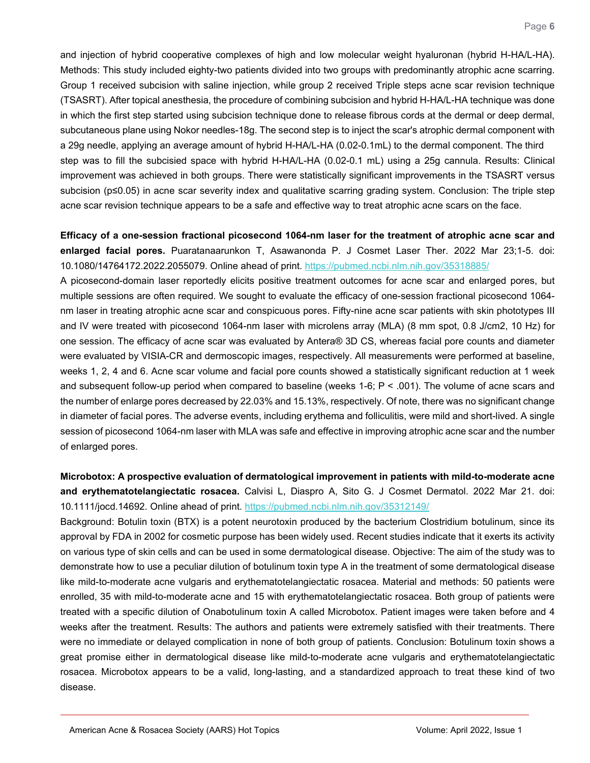and injection of hybrid cooperative complexes of high and low molecular weight hyaluronan (hybrid H-HA/L-HA). Methods: This study included eighty-two patients divided into two groups with predominantly atrophic acne scarring. Group 1 received subcision with saline injection, while group 2 received Triple steps acne scar revision technique (TSASRT). After topical anesthesia, the procedure of combining subcision and hybrid H-HA/L-HA technique was done in which the first step started using subcision technique done to release fibrous cords at the dermal or deep dermal, subcutaneous plane using Nokor needles-18g. The second step is to inject the scar's atrophic dermal component with a 29g needle, applying an average amount of hybrid H-HA/L-HA (0.02-0.1mL) to the dermal component. The third step was to fill the subcisied space with hybrid H-HA/L-HA (0.02-0.1 mL) using a 25g cannula. Results: Clinical improvement was achieved in both groups. There were statistically significant improvements in the TSASRT versus subcision ($p \leq 0.05$) in acne scar severity index and qualitative scarring grading system. Conclusion: The triple step acne scar revision technique appears to be a safe and effective way to treat atrophic acne scars on the face.

**Efficacy of a one-session fractional picosecond 1064-nm laser for the treatment of atrophic acne scar and enlarged facial pores.** Puaratanaarunkon T, Asawanonda P. J Cosmet Laser Ther. 2022 Mar 23;1-5. doi: 10.1080/14764172.2022.2055079. Online ahead of print. https://pubmed.ncbi.nlm.nih.gov/35318885/

A picosecond-domain laser reportedly elicits positive treatment outcomes for acne scar and enlarged pores, but multiple sessions are often required. We sought to evaluate the efficacy of one-session fractional picosecond 1064-nm laser in treating atrophic acne scar and conspicuous pores. Fifty-nine acne scar patients with skin phototypes III and IV were treated with picosecond 1064-nm laser with microlens array (MLA) (8 mm spot, 0.8 J/cm2, 10 Hz) for one session. The efficacy of acne scar was evaluated by Antera® 3D CS, whereas facial pore counts and diameter were evaluated by VISIA-CR and dermoscopic images, respectively. All measurements were performed at baseline, weeks 1, 2, 4 and 6. Acne scar volume and facial pore counts showed a statistically significant reduction at 1 week and subsequent follow-up period when compared to baseline (weeks 1-6; $P < .001$). The volume of acne scars and the number of enlarge pores decreased by 22.03% and 15.13%, respectively. Of note, there was no significant change in diameter of facial pores. The adverse events, including erythema and folliculitis, were mild and short-lived. A single session of picosecond 1064-nm laser with MLA was safe and effective in improving atrophic acne scar and the number of enlarged pores.

**Microbotox: A prospective evaluation of dermatological improvement in patients with mild-to-moderate acne and erythematotelangiectatic rosacea.** Calvisi L, Diaspro A, Sito G. J Cosmet Dermatol. 2022 Mar 21. doi: 10.1111/jocd.14692. Online ahead of print. https://pubmed.ncbi.nlm.nih.gov/35312149/

Background: Botulin toxin (BTX) is a potent neurotoxin produced by the bacterium Clostridium botulinum, since its approval by FDA in 2002 for cosmetic purpose has been widely used. Recent studies indicate that it exerts its activity on various type of skin cells and can be used in some dermatological disease. Objective: The aim of the study was to demonstrate how to use a peculiar dilution of botulinum toxin type A in the treatment of some dermatological disease like mild-to-moderate acne vulgaris and erythematotelangiectatic rosacea. Material and methods: 50 patients were enrolled, 35 with mild-to-moderate acne and 15 with erythematotelangiectatic rosacea. Both group of patients were treated with a specific dilution of Onabotulinum toxin A called Microbotox. Patient images were taken before and 4 weeks after the treatment. Results: The authors and patients were extremely satisfied with their treatments. There were no immediate or delayed complication in none of both group of patients. Conclusion: Botulinum toxin shows a great promise either in dermatological disease like mild-to-moderate acne vulgaris and erythematotelangiectatic rosacea. Microbotox appears to be a valid, long-lasting, and a standardized approach to treat these kind of two disease.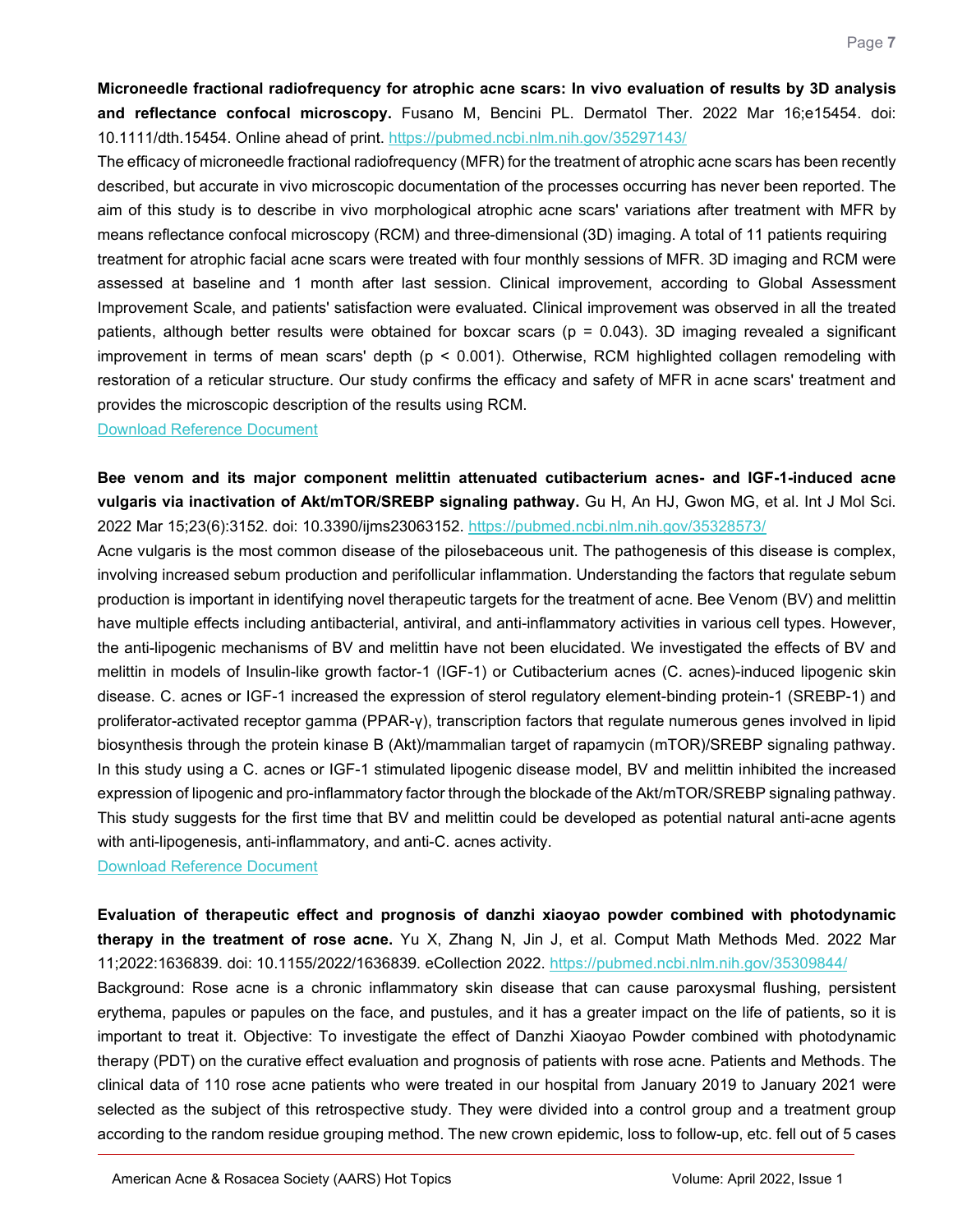**Microneedle fractional radiofrequency for atrophic acne scars: In vivo evaluation of results by 3D analysis and reflectance confocal microscopy.** Fusano M, Bencini PL. Dermatol Ther. 2022 Mar 16;e15454. doi: 10.1111/dth.15454. Online ahead of print. https://pubmed.ncbi.nlm.nih.gov/35297143/

The efficacy of microneedle fractional radiofrequency (MFR) for the treatment of atrophic acne scars has been recently described, but accurate in vivo microscopic documentation of the processes occurring has never been reported. The aim of this study is to describe in vivo morphological atrophic acne scars' variations after treatment with MFR by means reflectance confocal microscopy (RCM) and three-dimensional (3D) imaging. A total of 11 patients requiring treatment for atrophic facial acne scars were treated with four monthly sessions of MFR. 3D imaging and RCM were assessed at baseline and 1 month after last session. Clinical improvement, according to Global Assessment Improvement Scale, and patients' satisfaction were evaluated. Clinical improvement was observed in all the treated patients, although better results were obtained for boxcar scars ($p = 0.043$). 3D imaging revealed a significant improvement in terms of mean scars' depth ($p < 0.001$). Otherwise, RCM highlighted collagen remodeling with restoration of a reticular structure. Our study confirms the efficacy and safety of MFR in acne scars' treatment and provides the microscopic description of the results using RCM.

Download Reference Document

**Bee venom and its major component melittin attenuated cutibacterium acnes- and IGF-1-induced acne vulgaris via inactivation of Akt/mTOR/SREBP signaling pathway.** Gu H, An HJ, Gwon MG, et al. Int J Mol Sci. 2022 Mar 15;23(6):3152. doi: 10.3390/ijms23063152. https://pubmed.ncbi.nlm.nih.gov/35328573/

Acne vulgaris is the most common disease of the pilosebaceous unit. The pathogenesis of this disease is complex, involving increased sebum production and perifollicular inflammation. Understanding the factors that regulate sebum production is important in identifying novel therapeutic targets for the treatment of acne. Bee Venom (BV) and melittin have multiple effects including antibacterial, antiviral, and anti-inflammatory activities in various cell types. However, the anti-lipogenic mechanisms of BV and melittin have not been elucidated. We investigated the effects of BV and melittin in models of Insulin-like growth factor-1 (IGF-1) or Cutibacterium acnes (C. acnes)-induced lipogenic skin disease. C. acnes or IGF-1 increased the expression of sterol regulatory element-binding protein-1 (SREBP-1) and proliferator-activated receptor gamma (PPAR-γ), transcription factors that regulate numerous genes involved in lipid biosynthesis through the protein kinase B (Akt)/mammalian target of rapamycin (mTOR)/SREBP signaling pathway. In this study using a C. acnes or IGF-1 stimulated lipogenic disease model, BV and melittin inhibited the increased expression of lipogenic and pro-inflammatory factor through the blockade of the Akt/mTOR/SREBP signaling pathway. This study suggests for the first time that BV and melittin could be developed as potential natural anti-acne agents with anti-lipogenesis, anti-inflammatory, and anti-C. acnes activity.

Download Reference Document

**Evaluation of therapeutic effect and prognosis of danzhi xiaoyao powder combined with photodynamic therapy in the treatment of rose acne.** Yu X, Zhang N, Jin J, et al. Comput Math Methods Med. 2022 Mar 11;2022:1636839. doi: 10.1155/2022/1636839. eCollection 2022. https://pubmed.ncbi.nlm.nih.gov/35309844/

Background: Rose acne is a chronic inflammatory skin disease that can cause paroxysmal flushing, persistent erythema, papules or papules on the face, and pustules, and it has a greater impact on the life of patients, so it is important to treat it. Objective: To investigate the effect of Danzhi Xiaoyao Powder combined with photodynamic therapy (PDT) on the curative effect evaluation and prognosis of patients with rose acne. Patients and Methods. The clinical data of 110 rose acne patients who were treated in our hospital from January 2019 to January 2021 were selected as the subject of this retrospective study. They were divided into a control group and a treatment group according to the random residue grouping method. The new crown epidemic, loss to follow-up, etc. fell out of 5 cases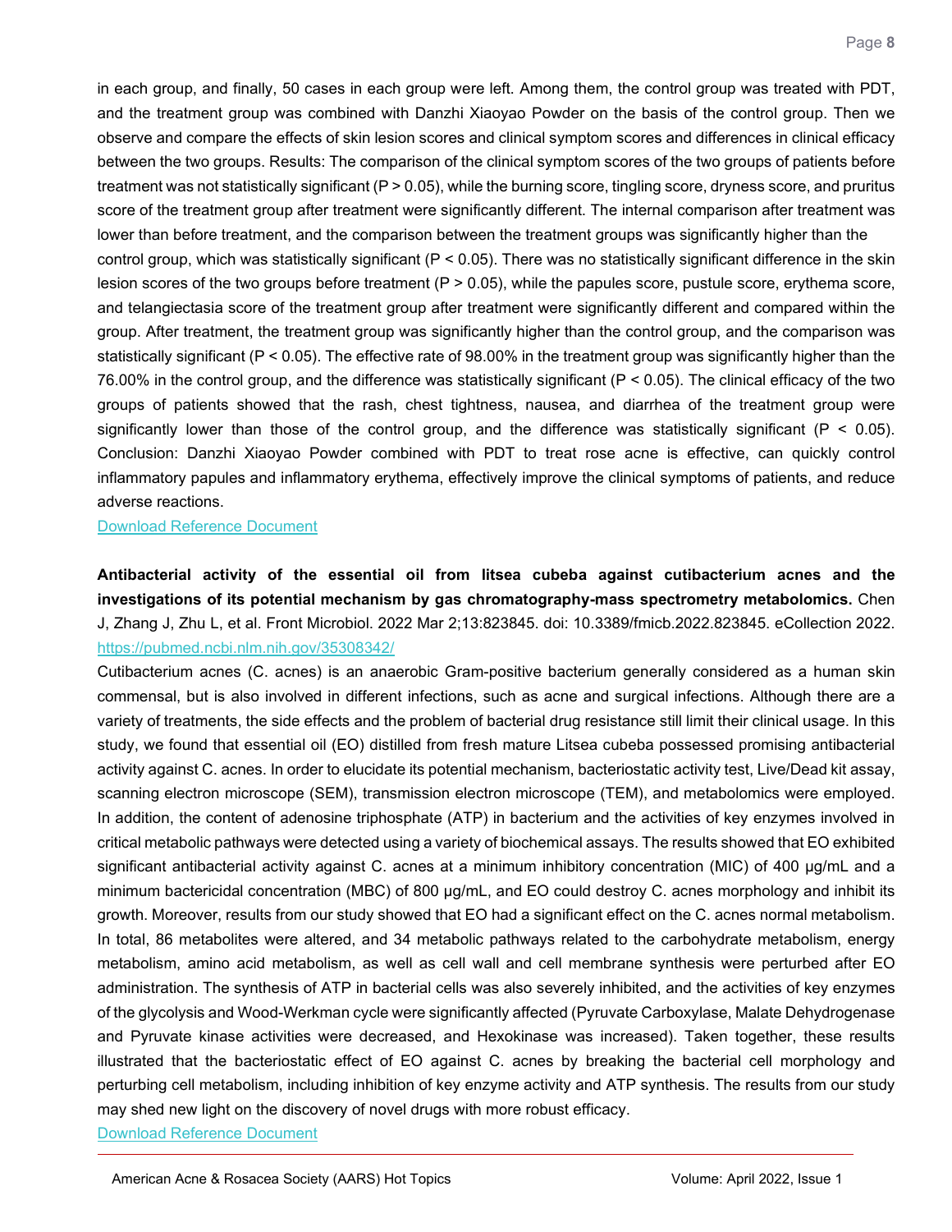in each group, and finally, 50 cases in each group were left. Among them, the control group was treated with PDT, and the treatment group was combined with Danzhi Xiaoyao Powder on the basis of the control group. Then we observe and compare the effects of skin lesion scores and clinical symptom scores and differences in clinical efficacy between the two groups. Results: The comparison of the clinical symptom scores of the two groups of patients before treatment was not statistically significant ($P > 0.05$), while the burning score, tingling score, dryness score, and pruritus score of the treatment group after treatment were significantly different. The internal comparison after treatment was lower than before treatment, and the comparison between the treatment groups was significantly higher than the control group, which was statistically significant ($P < 0.05$). There was no statistically significant difference in the skin lesion scores of the two groups before treatment ($P > 0.05$), while the papules score, pustule score, erythema score, and telangiectasia score of the treatment group after treatment were significantly different and compared within the group. After treatment, the treatment group was significantly higher than the control group, and the comparison was statistically significant ($P < 0.05$). The effective rate of 98.00% in the treatment group was significantly higher than the 76.00% in the control group, and the difference was statistically significant ($P < 0.05$). The clinical efficacy of the two groups of patients showed that the rash, chest tightness, nausea, and diarrhea of the treatment group were significantly lower than those of the control group, and the difference was statistically significant ($P < 0.05$). Conclusion: Danzhi Xiaoyao Powder combined with PDT to treat rose acne is effective, can quickly control inflammatory papules and inflammatory erythema, effectively improve the clinical symptoms of patients, and reduce adverse reactions.

Download Reference Document

**Antibacterial activity of the essential oil from litsea cubeba against cutibacterium acnes and the investigations of its potential mechanism by gas chromatography-mass spectrometry metabolomics.** Chen J, Zhang J, Zhu L, et al. Front Microbiol. 2022 Mar 2;13:823845. doi: 10.3389/fmicb.2022.823845. eCollection 2022.
https://pubmed.ncbi.nlm.nih.gov/35308342/

Cutibacterium acnes (C. acnes) is an anaerobic Gram-positive bacterium generally considered as a human skin commensal, but is also involved in different infections, such as acne and surgical infections. Although there are a variety of treatments, the side effects and the problem of bacterial drug resistance still limit their clinical usage. In this study, we found that essential oil (EO) distilled from fresh mature Litsea cubeba possessed promising antibacterial activity against C. acnes. In order to elucidate its potential mechanism, bacteriostatic activity test, Live/Dead kit assay, scanning electron microscope (SEM), transmission electron microscope (TEM), and metabolomics were employed. In addition, the content of adenosine triphosphate (ATP) in bacterium and the activities of key enzymes involved in critical metabolic pathways were detected using a variety of biochemical assays. The results showed that EO exhibited significant antibacterial activity against C. acnes at a minimum inhibitory concentration (MIC) of 400 μg/mL and a minimum bactericidal concentration (MBC) of 800 μg/mL, and EO could destroy C. acnes morphology and inhibit its growth. Moreover, results from our study showed that EO had a significant effect on the C. acnes normal metabolism. In total, 86 metabolites were altered, and 34 metabolic pathways related to the carbohydrate metabolism, energy metabolism, amino acid metabolism, as well as cell wall and cell membrane synthesis were perturbed after EO administration. The synthesis of ATP in bacterial cells was also severely inhibited, and the activities of key enzymes of the glycolysis and Wood-Werkman cycle were significantly affected (Pyruvate Carboxylase, Malate Dehydrogenase and Pyruvate kinase activities were decreased, and Hexokinase was increased). Taken together, these results illustrated that the bacteriostatic effect of EO against C. acnes by breaking the bacterial cell morphology and perturbing cell metabolism, including inhibition of key enzyme activity and ATP synthesis. The results from our study may shed new light on the discovery of novel drugs with more robust efficacy.

Download Reference Document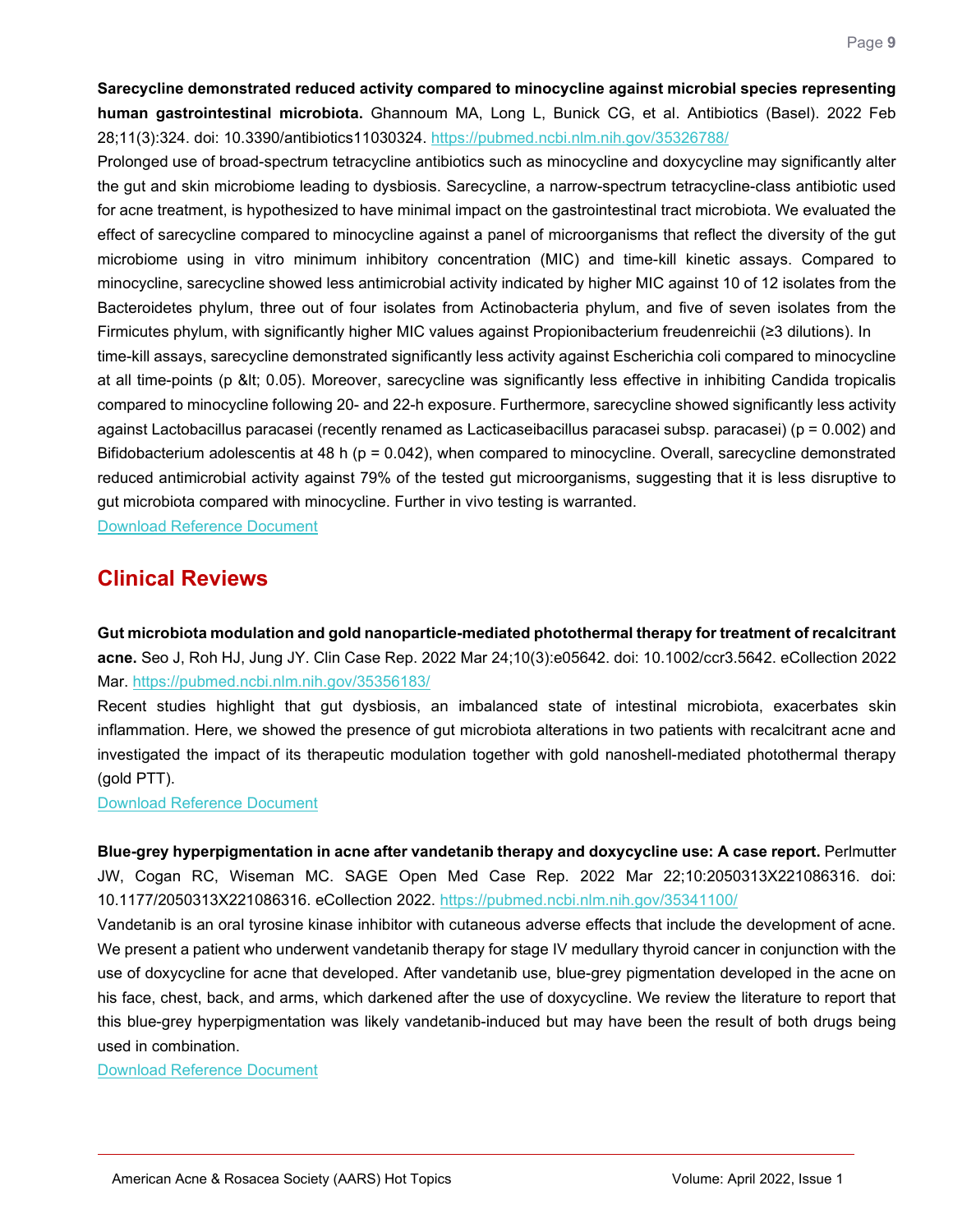**Sarecycline demonstrated reduced activity compared to minocycline against microbial species representing human gastrointestinal microbiota.** Ghannoum MA, Long L, Bunick CG, et al. Antibiotics (Basel). 2022 Feb 28;11(3):324. doi: 10.3390/antibiotics11030324. https://pubmed.ncbi.nlm.nih.gov/35326788/

Prolonged use of broad-spectrum tetracycline antibiotics such as minocycline and doxycycline may significantly alter the gut and skin microbiome leading to dysbiosis. Sarecycline, a narrow-spectrum tetracycline-class antibiotic used for acne treatment, is hypothesized to have minimal impact on the gastrointestinal tract microbiota. We evaluated the effect of sarecycline compared to minocycline against a panel of microorganisms that reflect the diversity of the gut microbiome using in vitro minimum inhibitory concentration (MIC) and time-kill kinetic assays. Compared to minocycline, sarecycline showed less antimicrobial activity indicated by higher MIC against 10 of 12 isolates from the Bacteroidetes phylum, three out of four isolates from Actinobacteria phylum, and five of seven isolates from the Firmicutes phylum, with significantly higher MIC values against Propionibacterium freudenreichii (≥3 dilutions). In time-kill assays, sarecycline demonstrated significantly less activity against Escherichia coli compared to minocycline at all time-points (p &lt; 0.05). Moreover, sarecycline was significantly less effective in inhibiting Candida tropicalis compared to minocycline following 20- and 22-h exposure. Furthermore, sarecycline showed significantly less activity against Lactobacillus paracasei (recently renamed as Lacticaseibacillus paracasei subsp. paracasei) ($p = 0.002$) and Bifidobacterium adolescentis at 48 h ($p = 0.042$), when compared to minocycline. Overall, sarecycline demonstrated reduced antimicrobial activity against 79% of the tested gut microorganisms, suggesting that it is less disruptive to gut microbiota compared with minocycline. Further in vivo testing is warranted.

Download Reference Document

## Clinical Reviews

**Gut microbiota modulation and gold nanoparticle-mediated photothermal therapy for treatment of recalcitrant acne.** Seo J, Roh HJ, Jung JY. Clin Case Rep. 2022 Mar 24;10(3):e05642. doi: 10.1002/ccr3.5642. eCollection 2022 Mar. https://pubmed.ncbi.nlm.nih.gov/35356183/

Recent studies highlight that gut dysbiosis, an imbalanced state of intestinal microbiota, exacerbates skin inflammation. Here, we showed the presence of gut microbiota alterations in two patients with recalcitrant acne and investigated the impact of its therapeutic modulation together with gold nanoshell-mediated photothermal therapy (gold PTT).

Download Reference Document

**Blue-grey hyperpigmentation in acne after vandetanib therapy and doxycycline use: A case report.** Perlmutter JW, Cogan RC, Wiseman MC. SAGE Open Med Case Rep. 2022 Mar 22;10:2050313X221086316. doi: 10.1177/2050313X221086316. eCollection 2022. https://pubmed.ncbi.nlm.nih.gov/35341100/

Vandetanib is an oral tyrosine kinase inhibitor with cutaneous adverse effects that include the development of acne. We present a patient who underwent vandetanib therapy for stage IV medullary thyroid cancer in conjunction with the use of doxycycline for acne that developed. After vandetanib use, blue-grey pigmentation developed in the acne on his face, chest, back, and arms, which darkened after the use of doxycycline. We review the literature to report that this blue-grey hyperpigmentation was likely vandetanib-induced but may have been the result of both drugs being used in combination.

Download Reference Document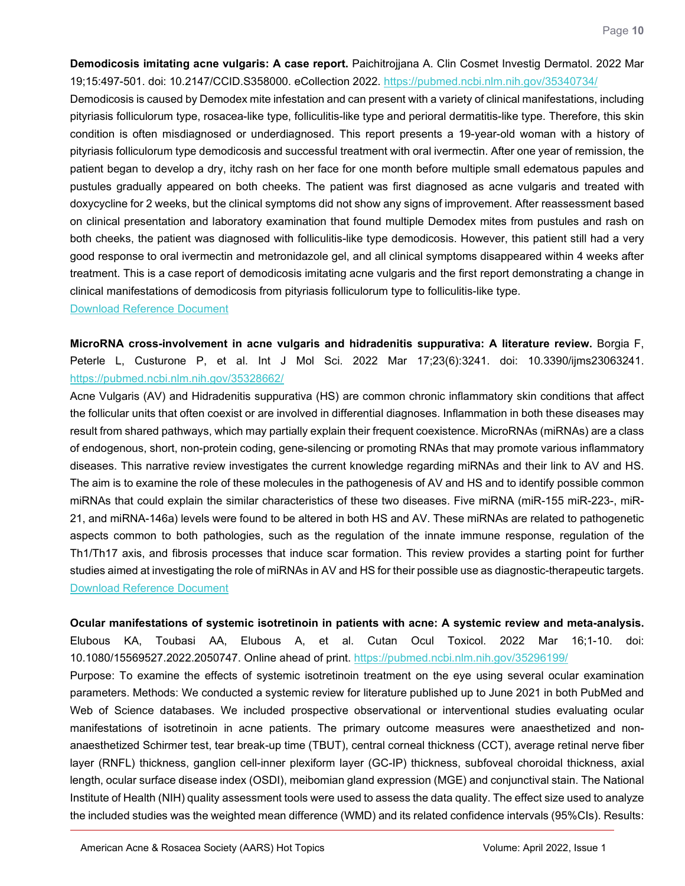**Demodicosis imitating acne vulgaris: A case report.** Paichitrojjana A. Clin Cosmet Investig Dermatol. 2022 Mar 19;15:497-501. doi: 10.2147/CCID.S358000. eCollection 2022. https://pubmed.ncbi.nlm.nih.gov/35340734/

Demodicosis is caused by Demodex mite infestation and can present with a variety of clinical manifestations, including pityriasis folliculorum type, rosacea-like type, folliculitis-like type and perioral dermatitis-like type. Therefore, this skin condition is often misdiagnosed or underdiagnosed. This report presents a 19-year-old woman with a history of pityriasis folliculorum type demodicosis and successful treatment with oral ivermectin. After one year of remission, the patient began to develop a dry, itchy rash on her face for one month before multiple small edematous papules and pustules gradually appeared on both cheeks. The patient was first diagnosed as acne vulgaris and treated with doxycycline for 2 weeks, but the clinical symptoms did not show any signs of improvement. After reassessment based on clinical presentation and laboratory examination that found multiple Demodex mites from pustules and rash on both cheeks, the patient was diagnosed with folliculitis-like type demodicosis. However, this patient still had a very good response to oral ivermectin and metronidazole gel, and all clinical symptoms disappeared within 4 weeks after treatment. This is a case report of demodicosis imitating acne vulgaris and the first report demonstrating a change in clinical manifestations of demodicosis from pityriasis folliculorum type to folliculitis-like type.

Download Reference Document

**MicroRNA cross-involvement in acne vulgaris and hidradenitis suppurativa: A literature review.** Borgia F, Peterle L, Custurone P, et al. Int J Mol Sci. 2022 Mar 17;23(6):3241. doi: 10.3390/ijms23063241. https://pubmed.ncbi.nlm.nih.gov/35328662/

Acne Vulgaris (AV) and Hidradenitis suppurativa (HS) are common chronic inflammatory skin conditions that affect the follicular units that often coexist or are involved in differential diagnoses. Inflammation in both these diseases may result from shared pathways, which may partially explain their frequent coexistence. MicroRNAs (miRNAs) are a class of endogenous, short, non-protein coding, gene-silencing or promoting RNAs that may promote various inflammatory diseases. This narrative review investigates the current knowledge regarding miRNAs and their link to AV and HS. The aim is to examine the role of these molecules in the pathogenesis of AV and HS and to identify possible common miRNAs that could explain the similar characteristics of these two diseases. Five miRNA (miR-155 miR-223-, miR-21, and miRNA-146a) levels were found to be altered in both HS and AV. These miRNAs are related to pathogenetic aspects common to both pathologies, such as the regulation of the innate immune response, regulation of the Th1/Th17 axis, and fibrosis processes that induce scar formation. This review provides a starting point for further studies aimed at investigating the role of miRNAs in AV and HS for their possible use as diagnostic-therapeutic targets.

Download Reference Document

**Ocular manifestations of systemic isotretinoin in patients with acne: A systemic review and meta-analysis.** Elubous KA, Toubasi AA, Elubous A, et al. Cutan Ocul Toxicol. 2022 Mar 16;1-10. doi: 10.1080/15569527.2022.2050747. Online ahead of print. https://pubmed.ncbi.nlm.nih.gov/35296199/

Purpose: To examine the effects of systemic isotretinoin treatment on the eye using several ocular examination parameters. Methods: We conducted a systemic review for literature published up to June 2021 in both PubMed and Web of Science databases. We included prospective observational or interventional studies evaluating ocular manifestations of isotretinoin in acne patients. The primary outcome measures were anaesthetized and non-anaesthetized Schirmer test, tear break-up time (TBUT), central corneal thickness (CCT), average retinal nerve fiber layer (RNFL) thickness, ganglion cell-inner plexiform layer (GC-IP) thickness, subfoveal choroidal thickness, axial length, ocular surface disease index (OSDI), meibomian gland expression (MGE) and conjunctival stain. The National Institute of Health (NIH) quality assessment tools were used to assess the data quality. The effect size used to analyze the included studies was the weighted mean difference (WMD) and its related confidence intervals (95%CIs). Results: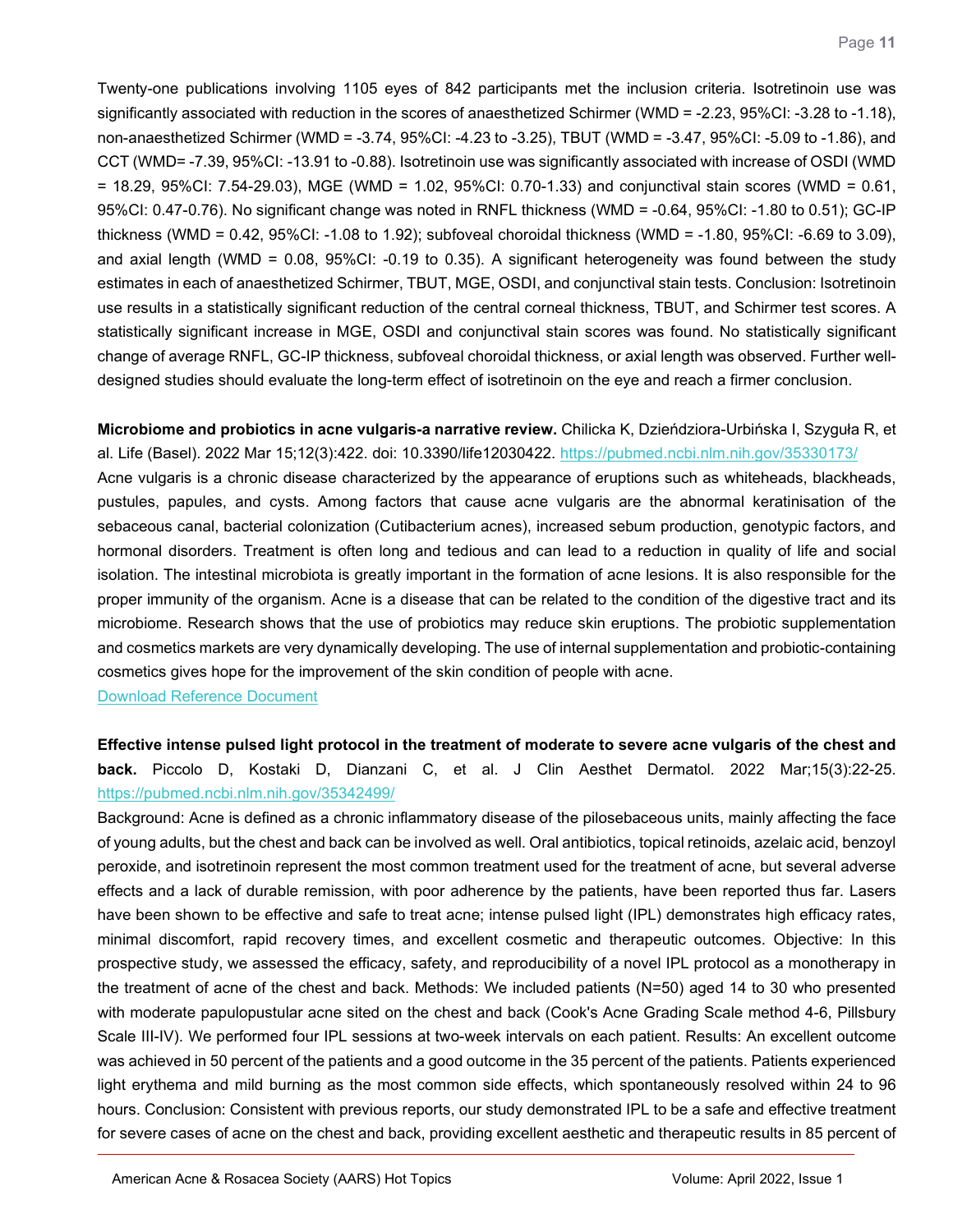Twenty-one publications involving 1105 eyes of 842 participants met the inclusion criteria. Isotretinoin use was significantly associated with reduction in the scores of anaesthetized Schirmer (WMD = -2.23, 95%CI: -3.28 to -1.18), non-anaesthetized Schirmer (WMD = -3.74, 95%CI: -4.23 to -3.25), TBUT (WMD = -3.47, 95%CI: -5.09 to -1.86), and CCT (WMD= -7.39, 95%CI: -13.91 to -0.88). Isotretinoin use was significantly associated with increase of OSDI (WMD = 18.29, 95%CI: 7.54-29.03), MGE (WMD = 1.02, 95%CI: 0.70-1.33) and conjunctival stain scores (WMD = 0.61, 95%CI: 0.47-0.76). No significant change was noted in RNFL thickness (WMD = -0.64, 95%CI: -1.80 to 0.51); GC-IP thickness (WMD = 0.42, 95%CI: -1.08 to 1.92); subfoveal choroidal thickness (WMD = -1.80, 95%CI: -6.69 to 3.09), and axial length (WMD = 0.08, 95%CI: -0.19 to 0.35). A significant heterogeneity was found between the study estimates in each of anaesthetized Schirmer, TBUT, MGE, OSDI, and conjunctival stain tests. Conclusion: Isotretinoin use results in a statistically significant reduction of the central corneal thickness, TBUT, and Schirmer test scores. A statistically significant increase in MGE, OSDI and conjunctival stain scores was found. No statistically significant change of average RNFL, GC-IP thickness, subfoveal choroidal thickness, or axial length was observed. Further well-designed studies should evaluate the long-term effect of isotretinoin on the eye and reach a firmer conclusion.

**Microbiome and probiotics in acne vulgaris-a narrative review.** Chilicka K, Dzieńdziora-Urbińska I, Szyguła R, et al. Life (Basel). 2022 Mar 15;12(3):422. doi: 10.3390/life12030422. https://pubmed.ncbi.nlm.nih.gov/35330173/

Acne vulgaris is a chronic disease characterized by the appearance of eruptions such as whiteheads, blackheads, pustules, papules, and cysts. Among factors that cause acne vulgaris are the abnormal keratinisation of the sebaceous canal, bacterial colonization (Cutibacterium acnes), increased sebum production, genotypic factors, and hormonal disorders. Treatment is often long and tedious and can lead to a reduction in quality of life and social isolation. The intestinal microbiota is greatly important in the formation of acne lesions. It is also responsible for the proper immunity of the organism. Acne is a disease that can be related to the condition of the digestive tract and its microbiome. Research shows that the use of probiotics may reduce skin eruptions. The probiotic supplementation and cosmetics markets are very dynamically developing. The use of internal supplementation and probiotic-containing cosmetics gives hope for the improvement of the skin condition of people with acne.

Download Reference Document

**Effective intense pulsed light protocol in the treatment of moderate to severe acne vulgaris of the chest and back.** Piccolo D, Kostaki D, Dianzani C, et al. J Clin Aesthet Dermatol. 2022 Mar;15(3):22-25. https://pubmed.ncbi.nlm.nih.gov/35342499/

Background: Acne is defined as a chronic inflammatory disease of the pilosebaceous units, mainly affecting the face of young adults, but the chest and back can be involved as well. Oral antibiotics, topical retinoids, azelaic acid, benzoyl peroxide, and isotretinoin represent the most common treatment used for the treatment of acne, but several adverse effects and a lack of durable remission, with poor adherence by the patients, have been reported thus far. Lasers have been shown to be effective and safe to treat acne; intense pulsed light (IPL) demonstrates high efficacy rates, minimal discomfort, rapid recovery times, and excellent cosmetic and therapeutic outcomes. Objective: In this prospective study, we assessed the efficacy, safety, and reproducibility of a novel IPL protocol as a monotherapy in the treatment of acne of the chest and back. Methods: We included patients (N=50) aged 14 to 30 who presented with moderate papulopustular acne sited on the chest and back (Cook's Acne Grading Scale method 4-6, Pillsbury Scale III-IV). We performed four IPL sessions at two-week intervals on each patient. Results: An excellent outcome was achieved in 50 percent of the patients and a good outcome in the 35 percent of the patients. Patients experienced light erythema and mild burning as the most common side effects, which spontaneously resolved within 24 to 96 hours. Conclusion: Consistent with previous reports, our study demonstrated IPL to be a safe and effective treatment for severe cases of acne on the chest and back, providing excellent aesthetic and therapeutic results in 85 percent of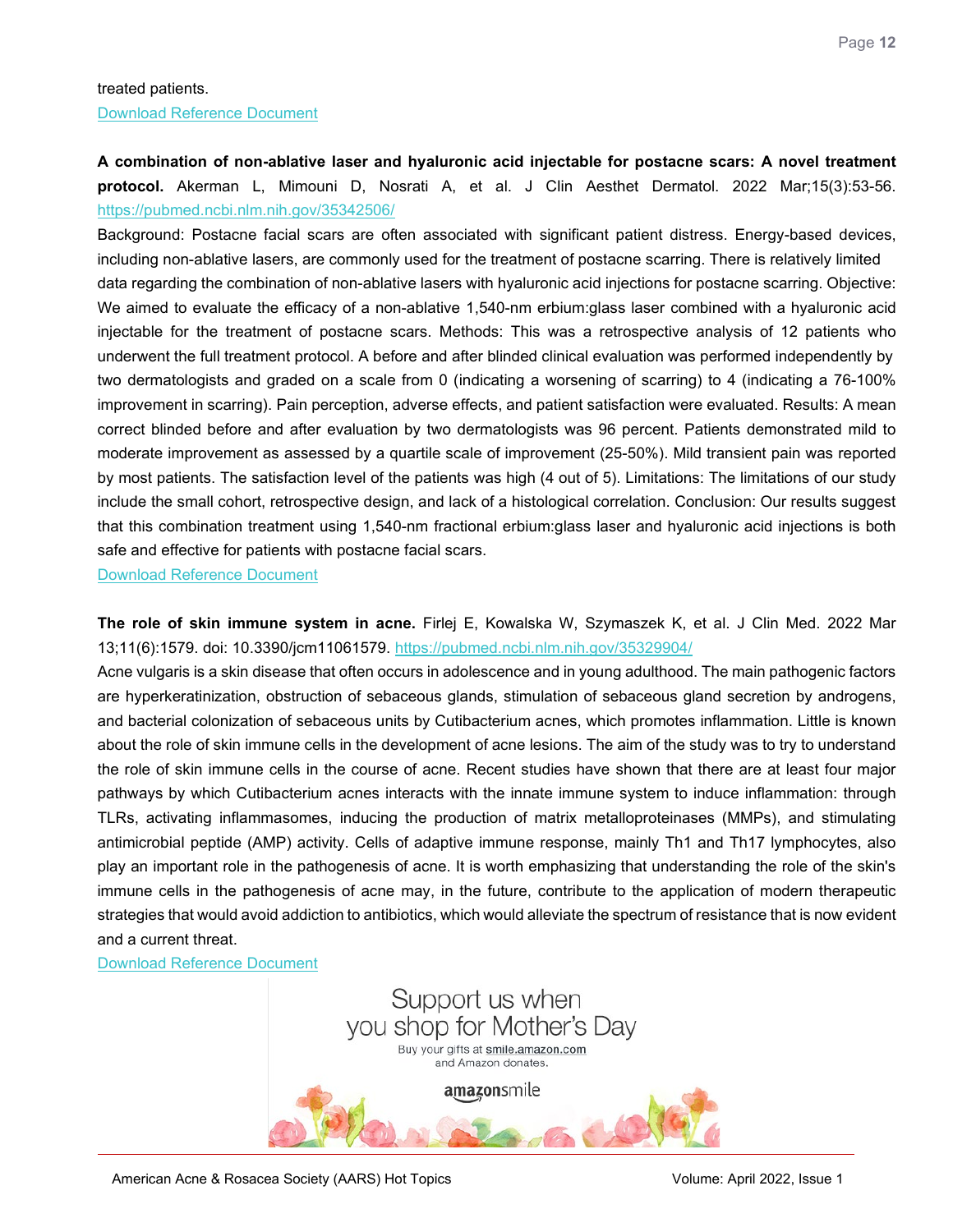treated patients.
Download Reference Document

**A combination of non-ablative laser and hyaluronic acid injectable for postacne scars: A novel treatment protocol.** Akerman L, Mimouni D, Nosrati A, et al. J Clin Aesthet Dermatol. 2022 Mar;15(3):53-56. https://pubmed.ncbi.nlm.nih.gov/35342506/

Background: Postacne facial scars are often associated with significant patient distress. Energy-based devices, including non-ablative lasers, are commonly used for the treatment of postacne scarring. There is relatively limited data regarding the combination of non-ablative lasers with hyaluronic acid injections for postacne scarring. Objective: We aimed to evaluate the efficacy of a non-ablative 1,540-nm erbium:glass laser combined with a hyaluronic acid injectable for the treatment of postacne scars. Methods: This was a retrospective analysis of 12 patients who underwent the full treatment protocol. A before and after blinded clinical evaluation was performed independently by two dermatologists and graded on a scale from 0 (indicating a worsening of scarring) to 4 (indicating a 76-100% improvement in scarring). Pain perception, adverse effects, and patient satisfaction were evaluated. Results: A mean correct blinded before and after evaluation by two dermatologists was 96 percent. Patients demonstrated mild to moderate improvement as assessed by a quartile scale of improvement (25-50%). Mild transient pain was reported by most patients. The satisfaction level of the patients was high (4 out of 5). Limitations: The limitations of our study include the small cohort, retrospective design, and lack of a histological correlation. Conclusion: Our results suggest that this combination treatment using 1,540-nm fractional erbium:glass laser and hyaluronic acid injections is both safe and effective for patients with postacne facial scars.

Download Reference Document

**The role of skin immune system in acne.** Firlej E, Kowalska W, Szymaszek K, et al. J Clin Med. 2022 Mar 13;11(6):1579. doi: 10.3390/jcm11061579. https://pubmed.ncbi.nlm.nih.gov/35329904/

Acne vulgaris is a skin disease that often occurs in adolescence and in young adulthood. The main pathogenic factors are hyperkeratinization, obstruction of sebaceous glands, stimulation of sebaceous gland secretion by androgens, and bacterial colonization of sebaceous units by Cutibacterium acnes, which promotes inflammation. Little is known about the role of skin immune cells in the development of acne lesions. The aim of the study was to try to understand the role of skin immune cells in the course of acne. Recent studies have shown that there are at least four major pathways by which Cutibacterium acnes interacts with the innate immune system to induce inflammation: through TLRs, activating inflammasomes, inducing the production of matrix metalloproteinases (MMPs), and stimulating antimicrobial peptide (AMP) activity. Cells of adaptive immune response, mainly Th1 and Th17 lymphocytes, also play an important role in the pathogenesis of acne. It is worth emphasizing that understanding the role of the skin's immune cells in the pathogenesis of acne may, in the future, contribute to the application of modern therapeutic strategies that would avoid addiction to antibiotics, which would alleviate the spectrum of resistance that is now evident and a current threat.

Download Reference Document

Support us when you shop for Mother's Day

Buy your gifts at smile.amazon.com and Amazon donates.

amazonsmile